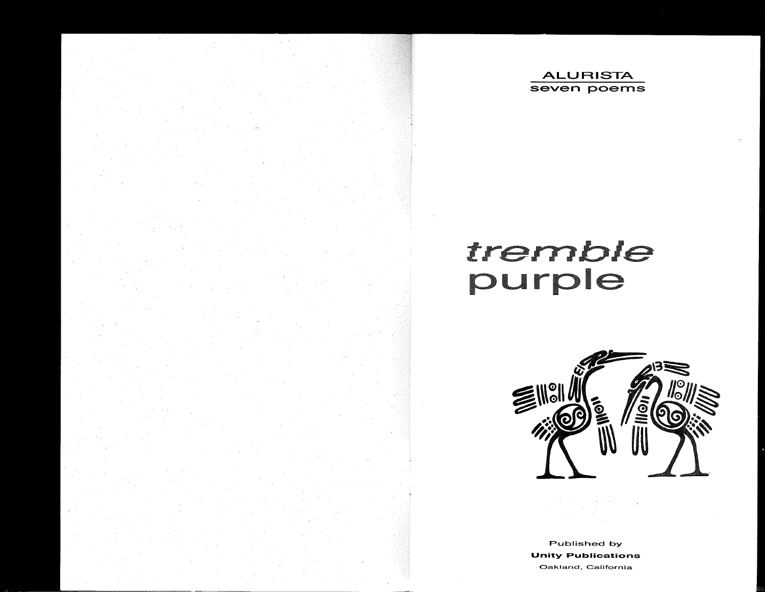ALURISTA

seven poems

# *tremble* purple

Published by

**Unity Publications**

Oakland, California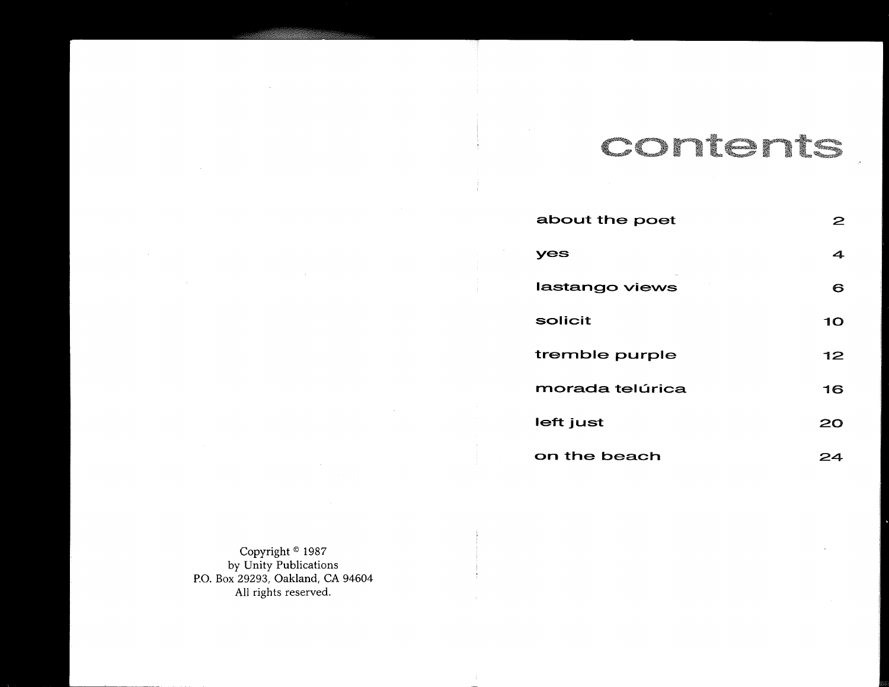Copyright © 1987
by Unity Publications
P.O. Box 29293, Oakland, CA 94604
All rights reserved.

# contents

| | |
|---|---|
| about the poet | 2 |
| yes | 4 |
| lastango views | 6 |
| solicit | 10 |
| tremble purple | 12 |
| morada telúrica | 16 |
| left just | 20 |
| on the beach | 24 |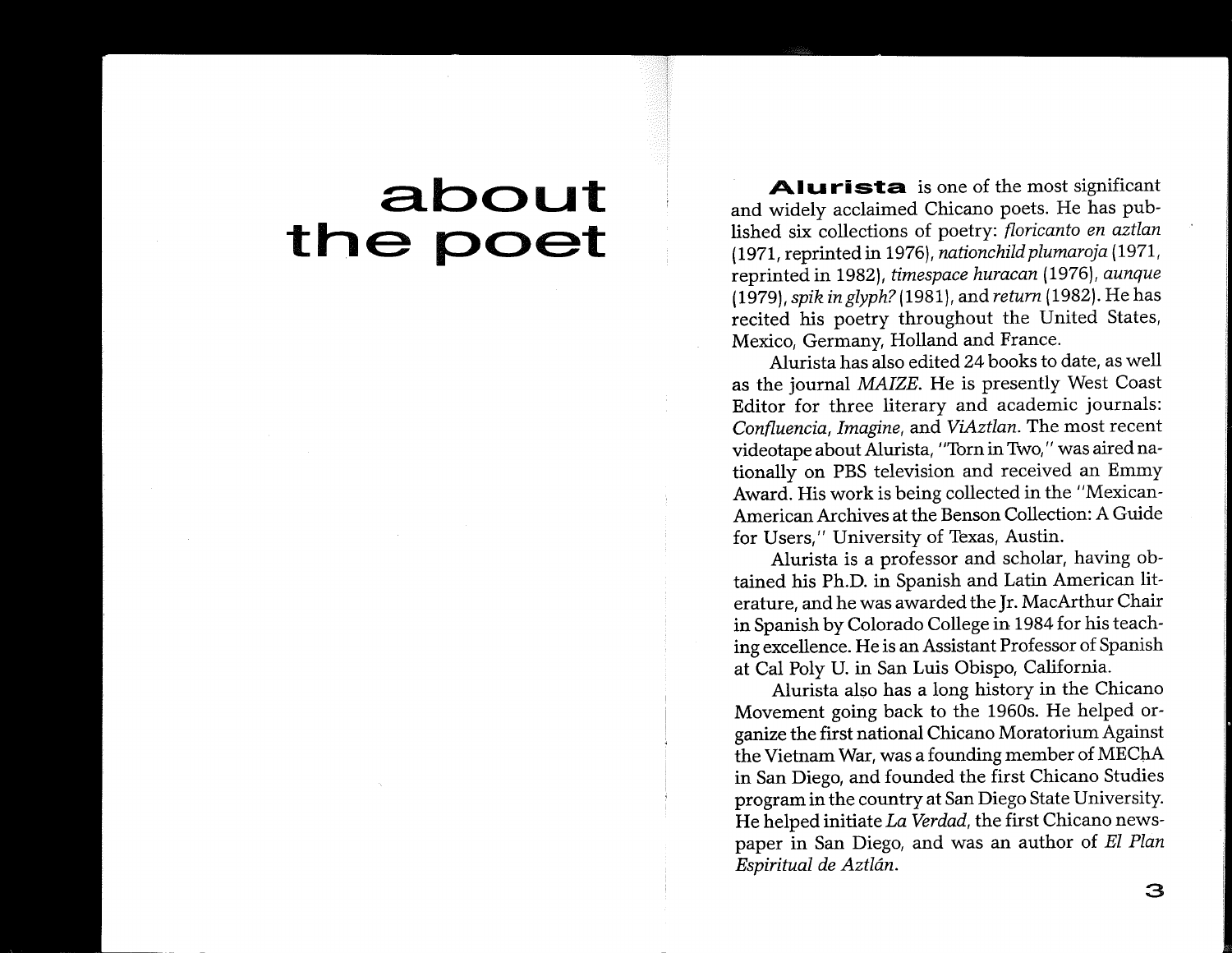# about the poet

**Alurista** is one of the most significant and widely acclaimed Chicano poets. He has published six collections of poetry: *floricanto en aztlan* (1971, reprinted in 1976), *nationchild plumaroja* (1971, reprinted in 1982), *timespace huracan* (1976), *aunque* (1979), *spik in glyph?* (1981), and *return* (1982). He has recited his poetry throughout the United States, Mexico, Germany, Holland and France.

Alurista has also edited 24 books to date, as well as the journal *MAIZE*. He is presently West Coast Editor for three literary and academic journals: *Confluencia*, *Imagine*, and *ViAztlan*. The most recent videotape about Alurista, "Torn in Two," was aired nationally on PBS television and received an Emmy Award. His work is being collected in the "Mexican-American Archives at the Benson Collection: A Guide for Users," University of Texas, Austin.

Alurista is a professor and scholar, having obtained his Ph.D. in Spanish and Latin American literature, and he was awarded the Jr. MacArthur Chair in Spanish by Colorado College in 1984 for his teaching excellence. He is an Assistant Professor of Spanish at Cal Poly U. in San Luis Obispo, California.

Alurista also has a long history in the Chicano Movement going back to the 1960s. He helped organize the first national Chicano Moratorium Against the Vietnam War, was a founding member of MEChA in San Diego, and founded the first Chicano Studies program in the country at San Diego State University. He helped initiate *La Verdad*, the first Chicano newspaper in San Diego, and was an author of *El Plan Espiritual de Aztlán*.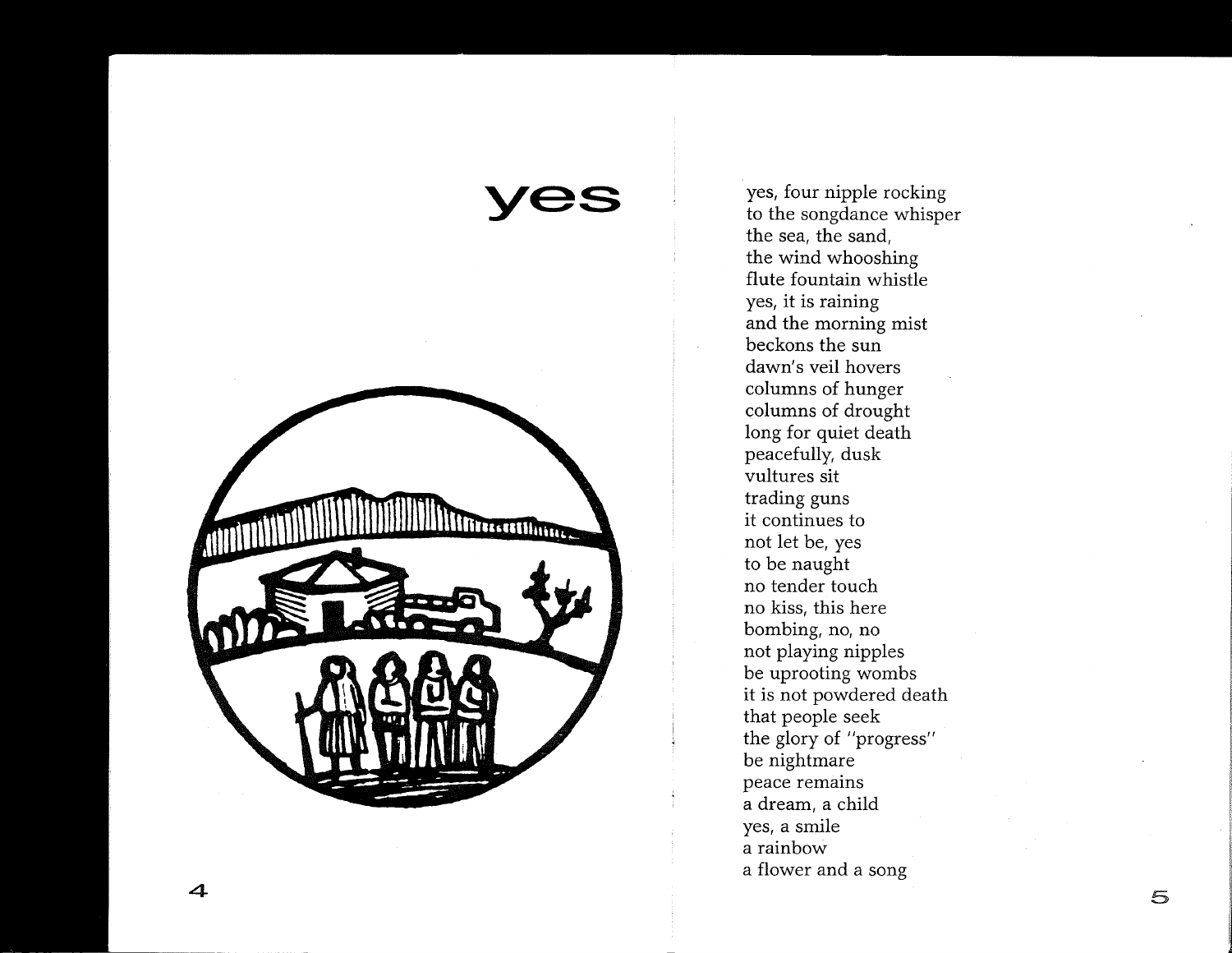# yes

yes, four nipple rocking
to the songdance whisper
the sea, the sand,
the wind whooshing
flute fountain whistle
yes, it is raining
and the morning mist
beckons the sun
dawn's veil hovers
columns of hunger
columns of drought
long for quiet death
peacefully, dusk
vultures sit
trading guns
it continues to
not let be, yes
to be naught
no tender touch
no kiss, this here
bombing, no, no
not playing nipples
be uprooting wombs
it is not powdered death
that people seek
the glory of "progress"
be nightmare
peace remains
a dream, a child
yes, a smile
a rainbow
a flower and a song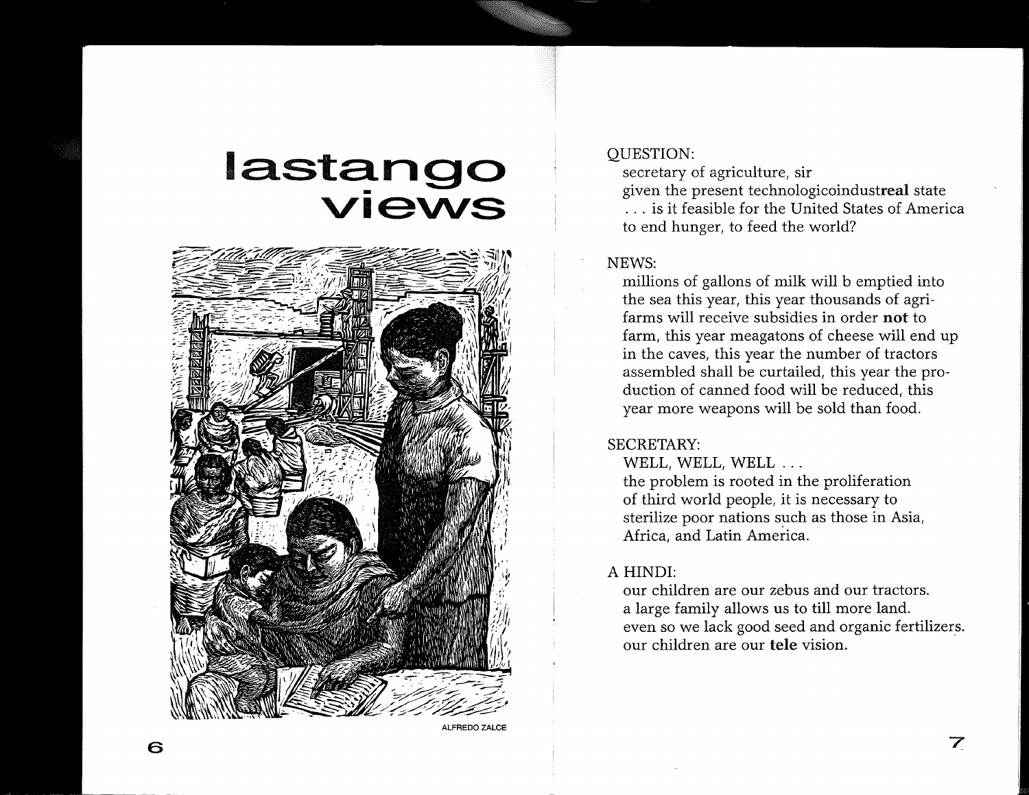# lastango views

ALFREDO ZALCE

QUESTION:

secretary of agriculture, sir
given the present technologicoindust**real** state
. . . is it feasible for the United States of America
to end hunger, to feed the world?

NEWS:

millions of gallons of milk will b emptied into
the sea this year, this year thousands of agri-
farms will receive subsidies in order **not** to
farm, this year meagatons of cheese will end up
in the caves, this year the number of tractors
assembled shall be curtailed, this year the pro-
duction of canned food will be reduced, this
year more weapons will be sold than food.

SECRETARY:

WELL, WELL, WELL . . .
the problem is rooted in the proliferation
of third world people, it is necessary to
sterilize poor nations such as those in Asia,
Africa, and Latin America.

A HINDI:

our children are our zebus and our tractors.
a large family allows us to till more land.
even so we lack good seed and organic fertilizers.
our children are our **tele** vision.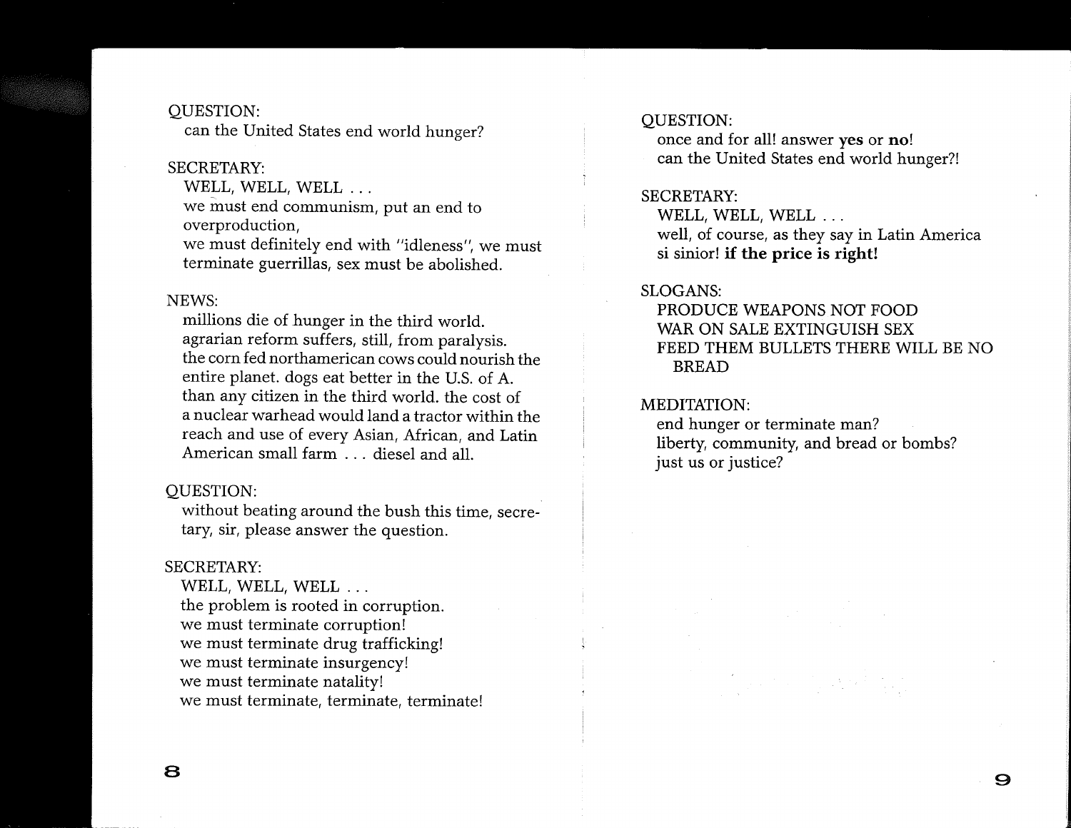QUESTION:
can the United States end world hunger?

SECRETARY:
WELL, WELL, WELL . . .
we must end communism, put an end to overproduction,
we must definitely end with "idleness", we must terminate guerrillas, sex must be abolished.

NEWS:
millions die of hunger in the third world.
agrarian reform suffers, still, from paralysis.
the corn fed northamerican cows could nourish the entire planet. dogs eat better in the U.S. of A. than any citizen in the third world. the cost of a nuclear warhead would land a tractor within the reach and use of every Asian, African, and Latin American small farm . . . diesel and all.

QUESTION:
without beating around the bush this time, secretary, sir, please answer the question.

SECRETARY:
WELL, WELL, WELL . . .
the problem is rooted in corruption.
we must terminate corruption!
we must terminate drug trafficking!
we must terminate insurgency!
we must terminate natality!
we must terminate, terminate, terminate!

QUESTION:
once and for all! answer **yes** or **no**!
can the United States end world hunger?!

SECRETARY:
WELL, WELL, WELL . . .
well, of course, as they say in Latin America
si sinior! **if the price is right!**

SLOGANS:
PRODUCE WEAPONS NOT FOOD
WAR ON SALE EXTINGUISH SEX
FEED THEM BULLETS THERE WILL BE NO BREAD

MEDITATION:
end hunger or terminate man?
liberty, community, and bread or bombs?
just us or justice?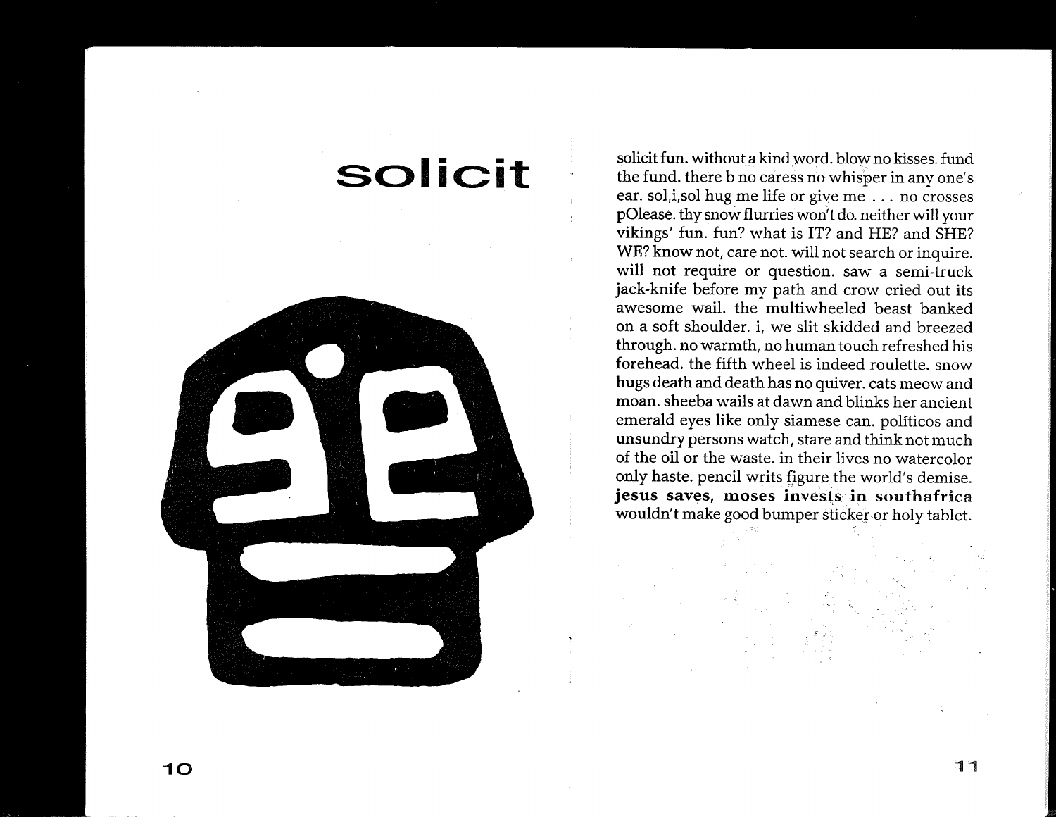# solicit

solicit fun. without a kind word. blow no kisses. fund the fund. there b no caress no whisper in any one's ear. sol,i,sol hug me life or give me . . . no crosses pOlease. thy snow flurries won't do. neither will your vikings' fun. fun? what is IT? and HE? and SHE? WE? know not, care not. will not search or inquire. will not require or question. saw a semi-truck jack-knife before my path and crow cried out its awesome wail. the multiwheeled beast banked on a soft shoulder. i, we slit skidded and breezed through. no warmth, no human touch refreshed his forehead. the fifth wheel is indeed roulette. snow hugs death and death has no quiver. cats meow and moan. sheeba wails at dawn and blinks her ancient emerald eyes like only siamese can. políticos and unsundry persons watch, stare and think not much of the oil or the waste. in their lives no watercolor only haste. pencil writs figure the world's demise. **jesus saves, moses invests in southafrica** wouldn't make good bumper sticker or holy tablet.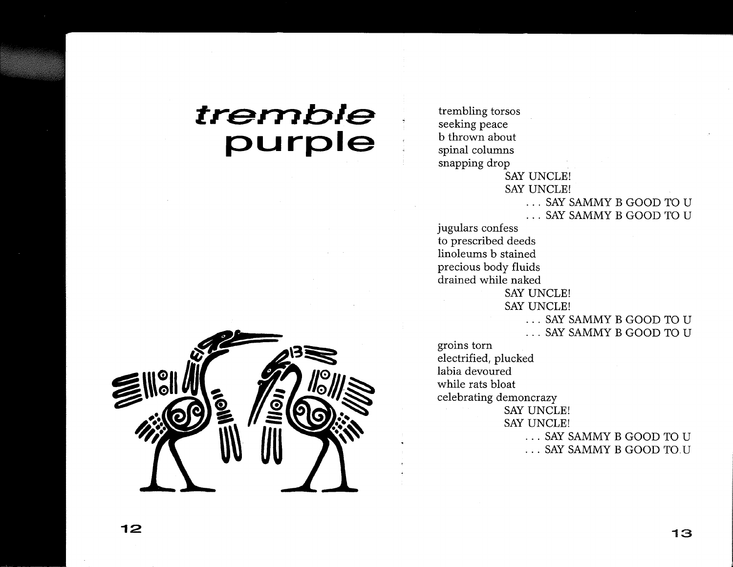# tremble purple

trembling torsos
seeking peace
b thrown about
spinal columns
snapping drop

SAY UNCLE!
SAY UNCLE!
. . . SAY SAMMY B GOOD TO U
. . . SAY SAMMY B GOOD TO U

jugulars confess
to prescribed deeds
linoleums b stained
precious body fluids
drained while naked

SAY UNCLE!
SAY UNCLE!
. . . SAY SAMMY B GOOD TO U
. . . SAY SAMMY B GOOD TO U

groins torn
electrified, plucked
labia devoured
while rats bloat
celebrating demoncrazy

SAY UNCLE!
SAY UNCLE!
. . . SAY SAMMY B GOOD TO U
. . . SAY SAMMY B GOOD TO U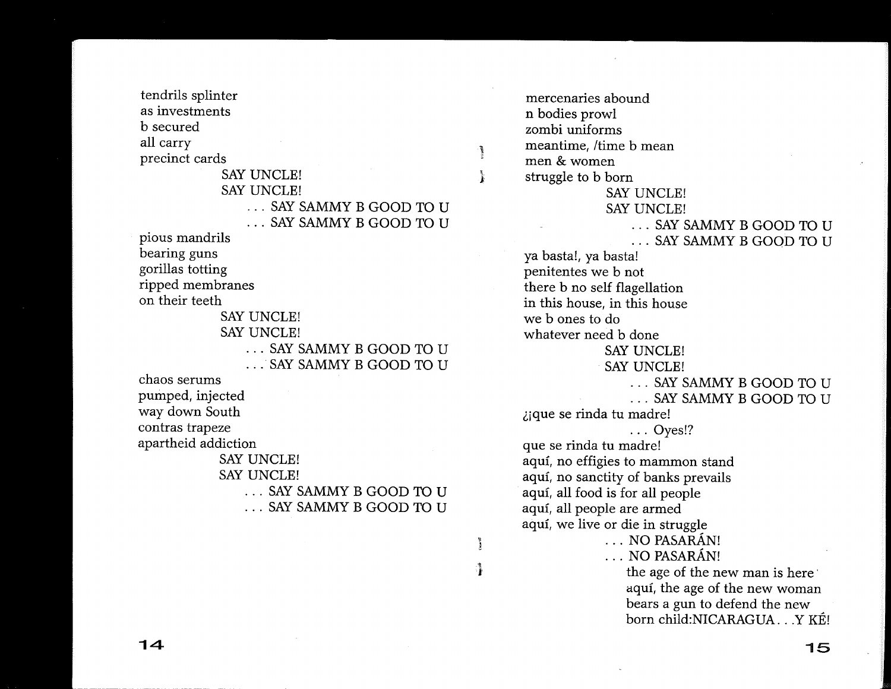tendrils splinter  
as investments  
b secured  
all carry  
precinct cards  
                    SAY UNCLE!  
                    SAY UNCLE!  
                        . . . SAY SAMMY B GOOD TO U  
                        . . . SAY SAMMY B GOOD TO U  
pious mandrils  
bearing guns  
gorillas totting  
ripped membranes  
on their teeth  
                    SAY UNCLE!  
                    SAY UNCLE!  
                        . . . SAY SAMMY B GOOD TO U  
                        . . . SAY SAMMY B GOOD TO U  
chaos serums  
pumped, injected  
way down South  
contras trapeze  
apartheid addiction  
                    SAY UNCLE!  
                    SAY UNCLE!  
                        . . . SAY SAMMY B GOOD TO U  
                        . . . SAY SAMMY B GOOD TO U

mercenaries abound  
n bodies prowl  
zombi uniforms  
meantime, /time b mean  
men & women  
struggle to b born  
                    SAY UNCLE!  
                    SAY UNCLE!  
                        . . . SAY SAMMY B GOOD TO U  
                        . . . SAY SAMMY B GOOD TO U  
ya basta!, ya basta!  
penitentes we b not  
there b no self flagellation  
in this house, in this house  
we b ones to do  
whatever need b done  
                    SAY UNCLE!  
                    SAY UNCLE!  
                        . . . SAY SAMMY B GOOD TO U  
                        . . . SAY SAMMY B GOOD TO U  
¿¡que se rinda tu madre!  
                        . . . Oyes!?  
que se rinda tu madre!  
aquí, no effigies to mammon stand  
aquí, no sanctity of banks prevails  
aquí, all food is for all people  
aquí, all people are armed  
aquí, we live or die in struggle  
                        . . . NO PASARÁN!  
                        . . . NO PASARÁN!  
                            the age of the new man is here  
                            aquí, the age of the new woman  
                            bears a gun to defend the new  
                            born child:NICARAGUA. . .Y KÉ!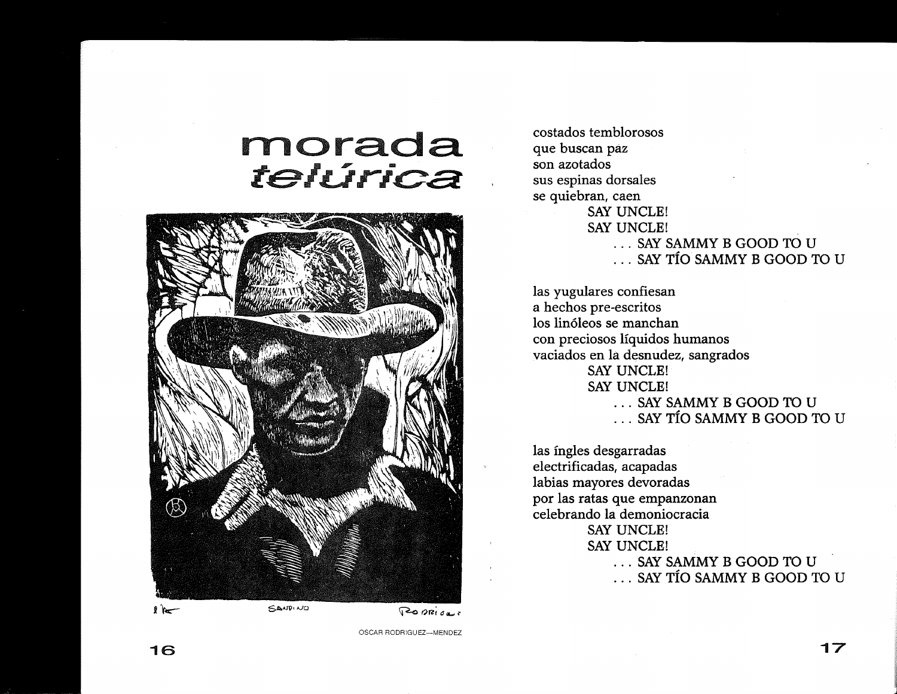# morada *telúrica*

SANDINO

OSCAR RODRIGUEZ—MENDEZ

costados temblorosos
que buscan paz
son azotados
sus espinas dorsales
se quiebran, caen
        SAY UNCLE!
        SAY UNCLE!
            . . . SAY SAMMY B GOOD TO U
            . . . SAY TÍO SAMMY B GOOD TO U

las yugulares confiesan
a hechos pre-escritos
los linóleos se manchan
con preciosos líquidos humanos
vaciados en la desnudez, sangrados
        SAY UNCLE!
        SAY UNCLE!
            . . . SAY SAMMY B GOOD TO U
            . . . SAY TÍO SAMMY B GOOD TO U

las ingles desgarradas
electrificadas, acapadas
labias mayores devoradas
por las ratas que empanzonan
celebrando la demoniocracia
        SAY UNCLE!
        SAY UNCLE!
            . . . SAY SAMMY B GOOD TO U
            . . . SAY TÍO SAMMY B GOOD TO U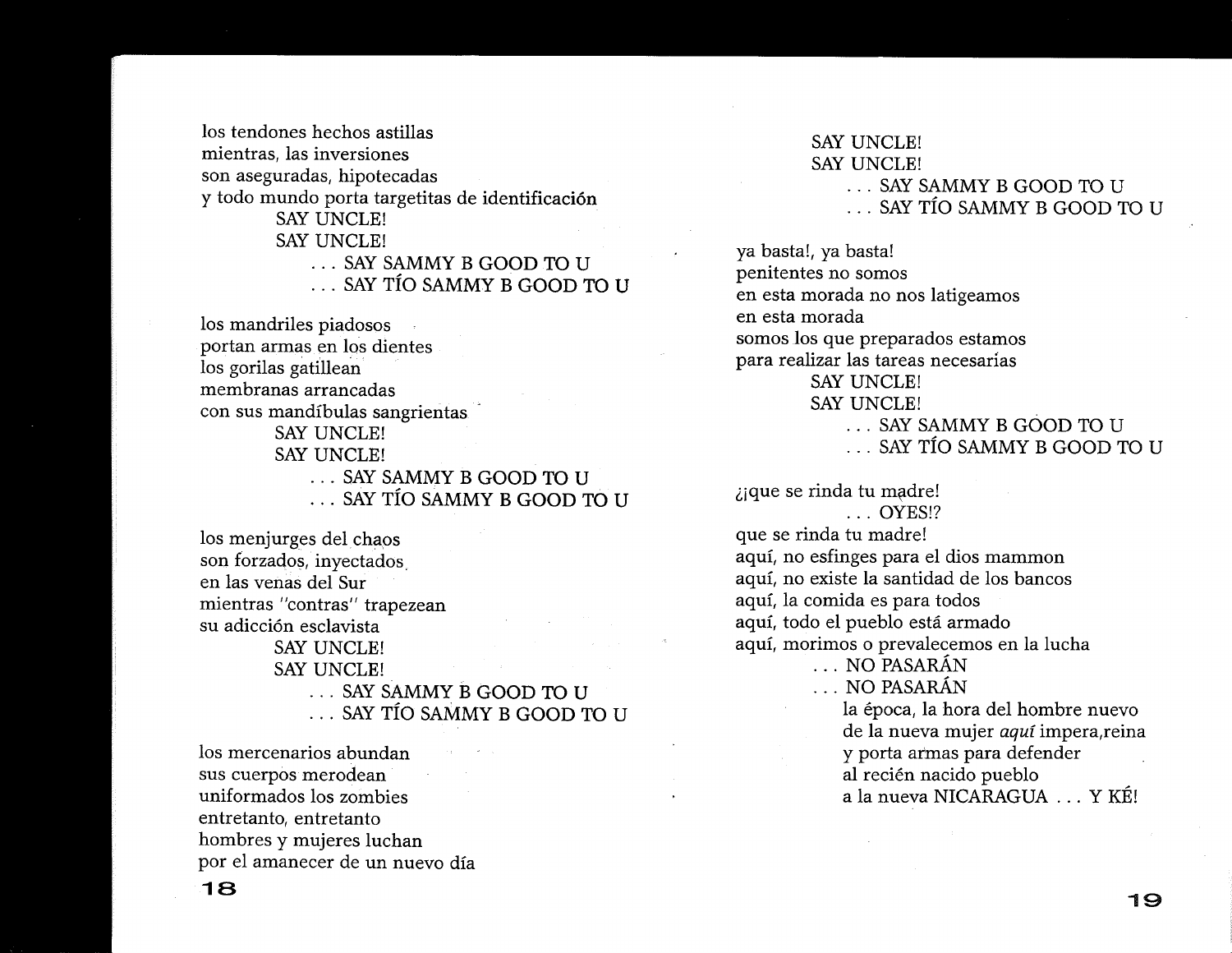los tendones hechos astillas
mientras, las inversiones
son aseguradas, hipotecadas
y todo mundo porta targetitas de identificación

SAY UNCLE!
SAY UNCLE!
. . . SAY SAMMY B GOOD TO U
. . . SAY TÍO SAMMY B GOOD TO U

los mandriles piadosos
portan armas en los dientes
los gorilas gatillean
membranas arrancadas
con sus mandíbulas sangrientas

SAY UNCLE!
SAY UNCLE!
. . . SAY SAMMY B GOOD TO U
. . . SAY TÍO SAMMY B GOOD TO U

los menjurges del chaos
son forzados, inyectados
en las venas del Sur
mientras "contras" trapezean
su adicción esclavista

SAY UNCLE!
SAY UNCLE!
. . . SAY SAMMY B GOOD TO U
. . . SAY TÍO SAMMY B GOOD TO U

los mercenarios abundan
sus cuerpos merodean
uniformados los zombies
entretanto, entretanto
hombres y mujeres luchan
por el amanecer de un nuevo día

SAY UNCLE!
SAY UNCLE!
. . . SAY SAMMY B GOOD TO U
. . . SAY TÍO SAMMY B GOOD TO U

ya basta!, ya basta!
penitentes no somos
en esta morada no nos latigeamos
en esta morada
somos los que preparados estamos
para realizar las tareas necesarías

SAY UNCLE!
SAY UNCLE!
. . . SAY SAMMY B GOOD TO U
. . . SAY TÍO SAMMY B GOOD TO U

¿¡que se rinda tu madre!
. . . OYES!?
que se rinda tu madre!
aquí, no esfinges para el dios mammon
aquí, no existe la santidad de los bancos
aquí, la comida es para todos
aquí, todo el pueblo está armado
aquí, morimos o prevalecemos en la lucha

. . . NO PASARÁN
. . . NO PASARÁN
la época, la hora del hombre nuevo
de la nueva mujer *aquí* impera,reina
y porta armas para defender
al recién nacido pueblo
a la nueva NICARAGUA . . . Y KÉ!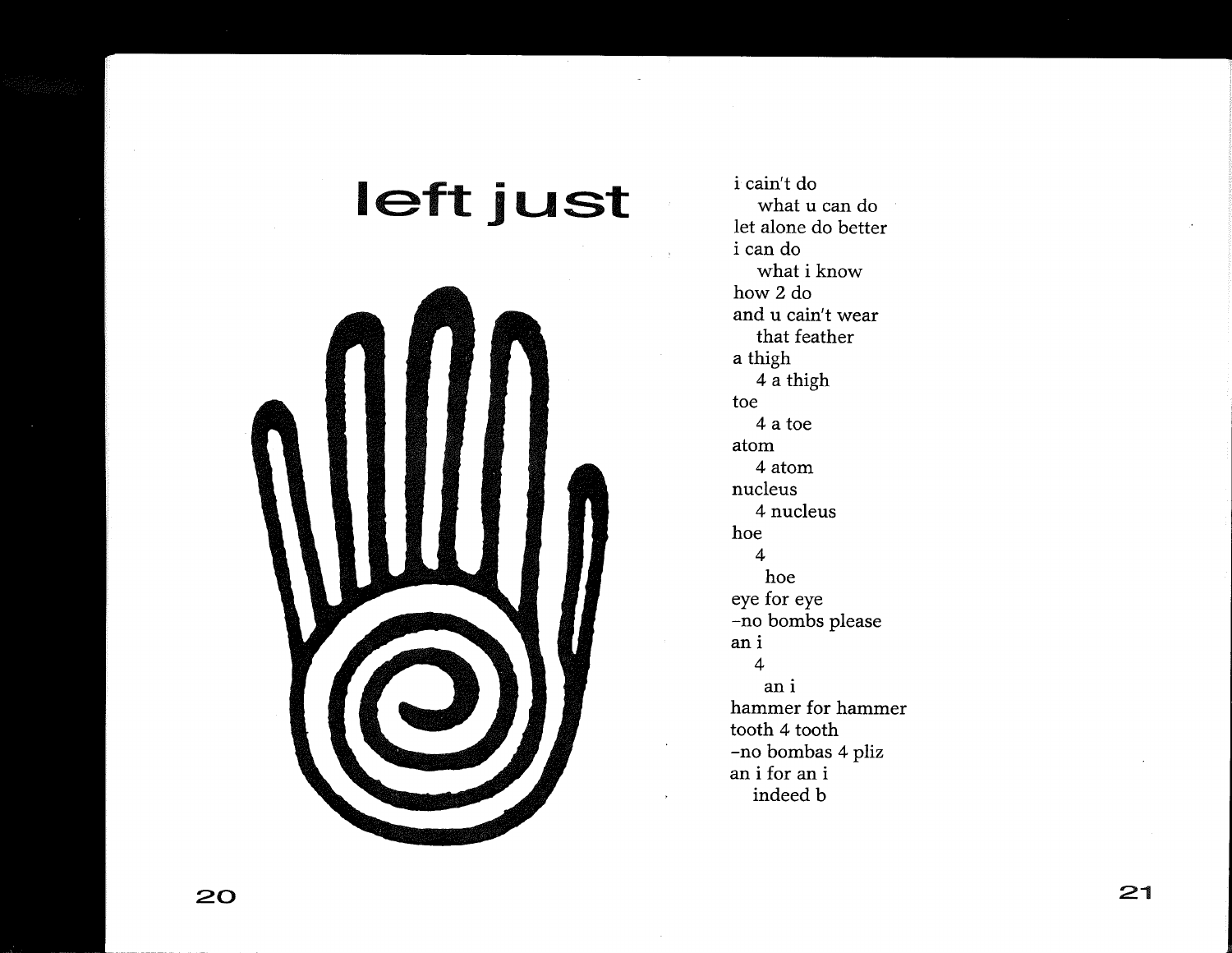# left just

i cain't do
&nbsp;&nbsp;&nbsp;&nbsp;what u can do
let alone do better
i can do
&nbsp;&nbsp;&nbsp;&nbsp;what i know
how 2 do
and u cain't wear
&nbsp;&nbsp;&nbsp;&nbsp;that feather
a thigh
&nbsp;&nbsp;&nbsp;&nbsp;4 a thigh
toe
&nbsp;&nbsp;&nbsp;&nbsp;4 a toe
atom
&nbsp;&nbsp;&nbsp;&nbsp;4 atom
nucleus
&nbsp;&nbsp;&nbsp;&nbsp;4 nucleus
hoe
&nbsp;&nbsp;&nbsp;&nbsp;4
&nbsp;&nbsp;&nbsp;&nbsp;&nbsp;&nbsp;hoe
eye for eye
-no bombs please
an i
&nbsp;&nbsp;&nbsp;&nbsp;4
&nbsp;&nbsp;&nbsp;&nbsp;&nbsp;&nbsp;an i
hammer for hammer
tooth 4 tooth
-no bombas 4 pliz
an i for an i
&nbsp;&nbsp;&nbsp;&nbsp;indeed b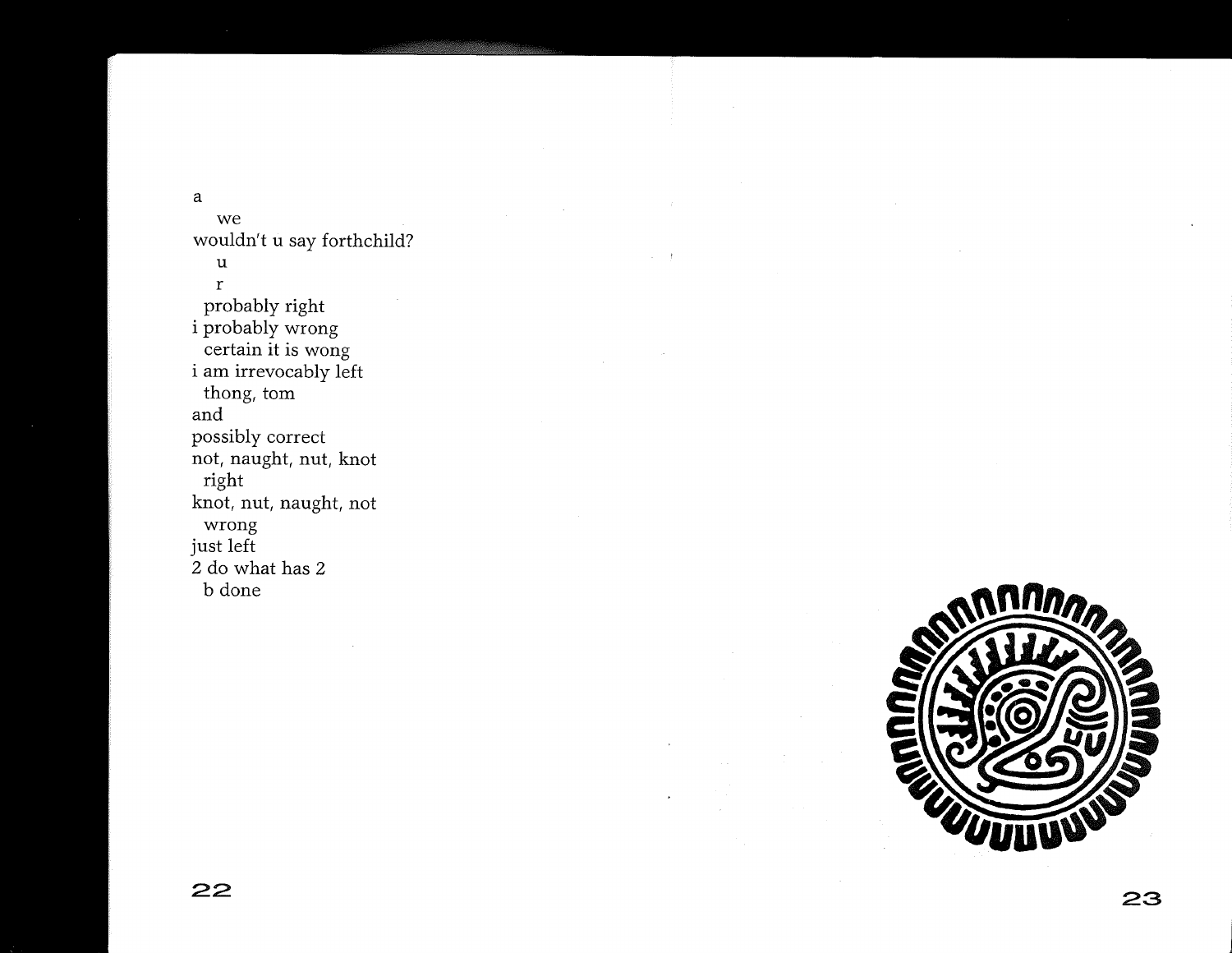a
   we
wouldn't u say forthchild?
   u
   r
  probably right
i probably wrong
  certain it is wong
i am irrevocably left
  thong, tom
and
possibly correct
not, naught, nut, knot
  right
knot, nut, naught, not
  wrong
just left
2 do what has 2
  b done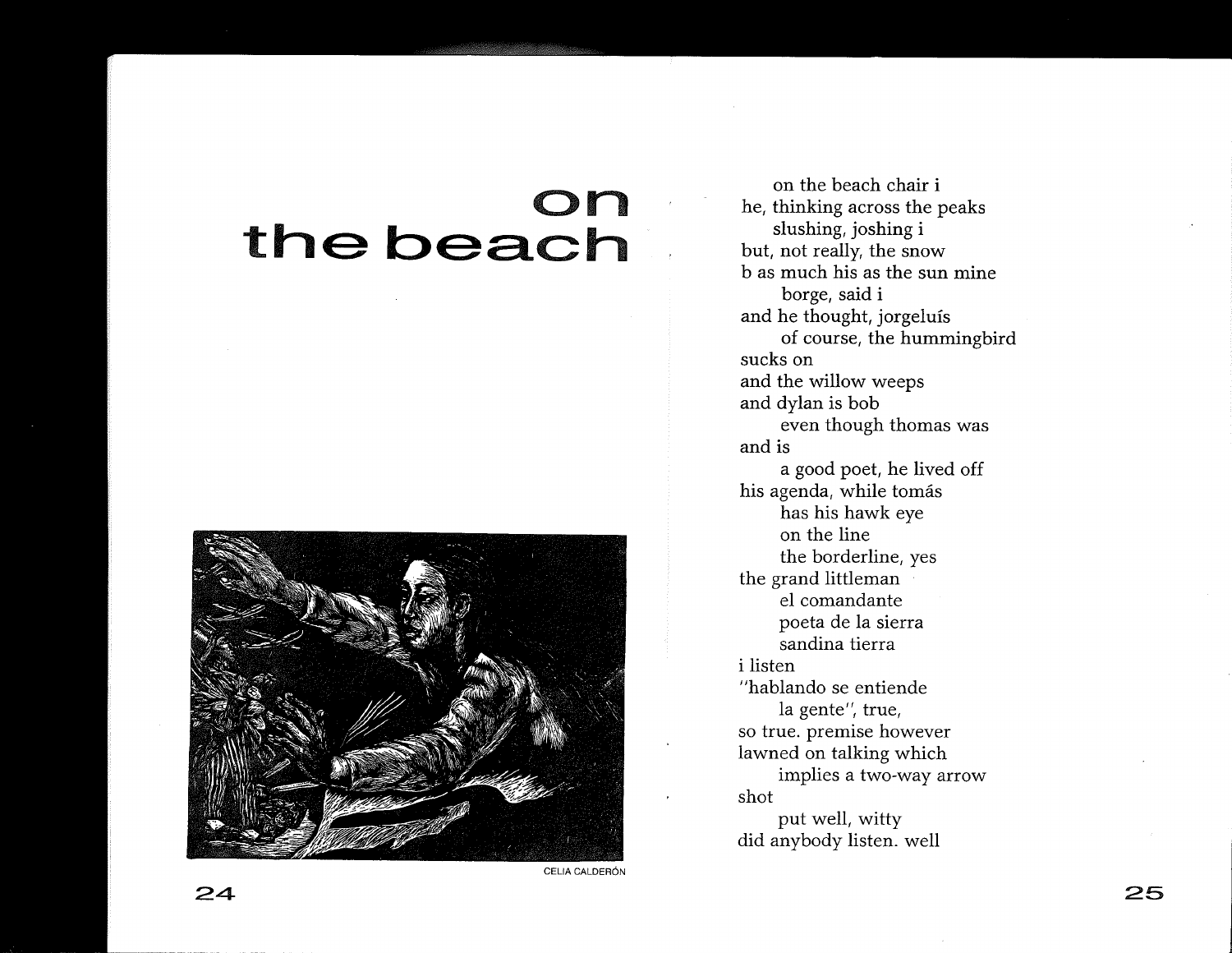# on the beach

CELIA CALDERÓN

on the beach chair i  
he, thinking across the peaks  
slushing, joshing i  
but, not really, the snow  
b as much his as the sun mine  
borge, said i  
and he thought, jorgeluís  
of course, the hummingbird  
sucks on  
and the willow weeps  
and dylan is bob  
even though thomas was  
and is  
a good poet, he lived off  
his agenda, while tomás  
has his hawk eye  
on the line  
the borderline, yes  
the grand littleman  
el comandante  
poeta de la sierra  
sandina tierra  
i listen  
"hablando se entiende  
la gente", true,  
so true. premise however  
lawned on talking which  
implies a two-way arrow  
shot  
put well, witty  
did anybody listen. well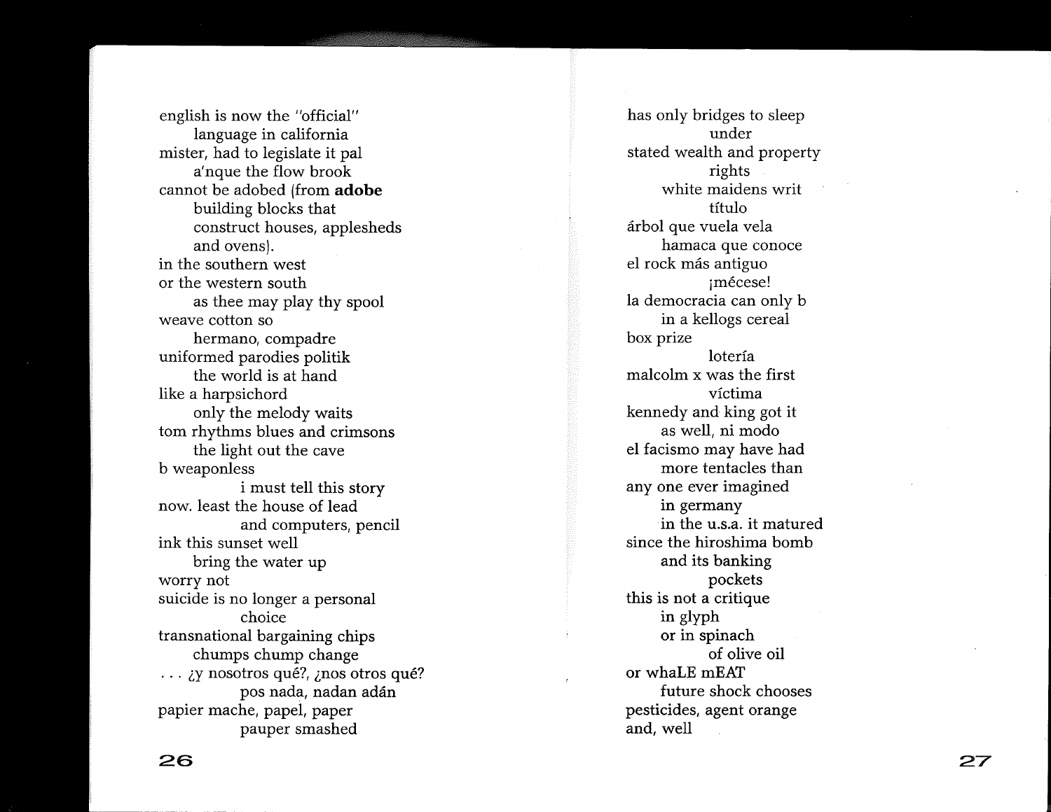english is now the "official"
    language in california
mister, had to legislate it pal
    a'nque the flow brook
cannot be adobed (from **adobe**
    building blocks that
    construct houses, applesheds
    and ovens).
in the southern west
or the western south
    as thee may play thy spool
weave cotton so
    hermano, compadre
uniformed parodies politik
    the world is at hand
like a harpsichord
    only the melody waits
tom rhythms blues and crimsons
    the light out the cave
b weaponless
        i must tell this story
now. least the house of lead
        and computers, pencil
ink this sunset well
    bring the water up
worry not
suicide is no longer a personal
        choice
transnational bargaining chips
    chumps chump change
. . . ¿y nosotros qué?, ¿nos otros qué?
        pos nada, nadan adán
papier mache, papel, paper
        pauper smashed

has only bridges to sleep
        under
stated wealth and property
        rights
    white maidens writ
        título
árbol que vuela vela
    hamaca que conoce
el rock más antiguo
        ¡mécese!
la democracia can only b
    in a kellogs cereal
box prize
        lotería
malcolm x was the first
        víctima
kennedy and king got it
    as well, ni modo
el facismo may have had
    more tentacles than
any one ever imagined
    in germany
    in the u.s.a. it matured
since the hiroshima bomb
    and its banking
        pockets
this is not a critique
    in glyph
    or in spinach
        of olive oil
or whaLE mEAT
    future shock chooses
pesticides, agent orange
and, well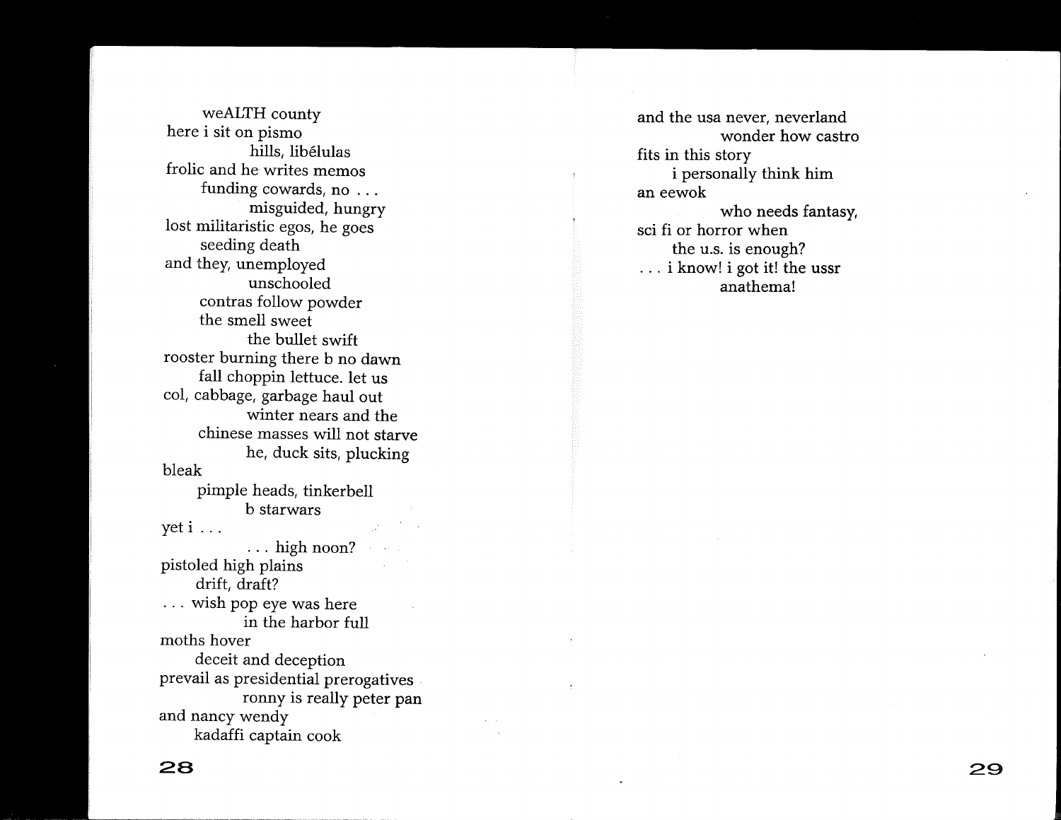weALTH county
here i sit on pismo
hills, libélulas
frolic and he writes memos
funding cowards, no . . .
misguided, hungry
lost militaristic egos, he goes
seeding death
and they, unemployed
unschooled
contras follow powder
the smell sweet
the bullet swift
rooster burning there b no dawn
fall choppin lettuce. let us
col, cabbage, garbage haul out
winter nears and the
chinese masses will not starve
he, duck sits, plucking
bleak
pimple heads, tinkerbell
b starwars
yet i . . .
. . . high noon?
pistoled high plains
drift, draft?
. . . wish pop eye was here
in the harbor full
moths hover
deceit and deception
prevail as presidential prerogatives
ronny is really peter pan
and nancy wendy
kadaffi captain cook

and the usa never, neverland
wonder how castro
fits in this story
i personally think him
an eewok
who needs fantasy,
sci fi or horror when
the u.s. is enough?
. . . i know! i got it! the ussr
anathema!